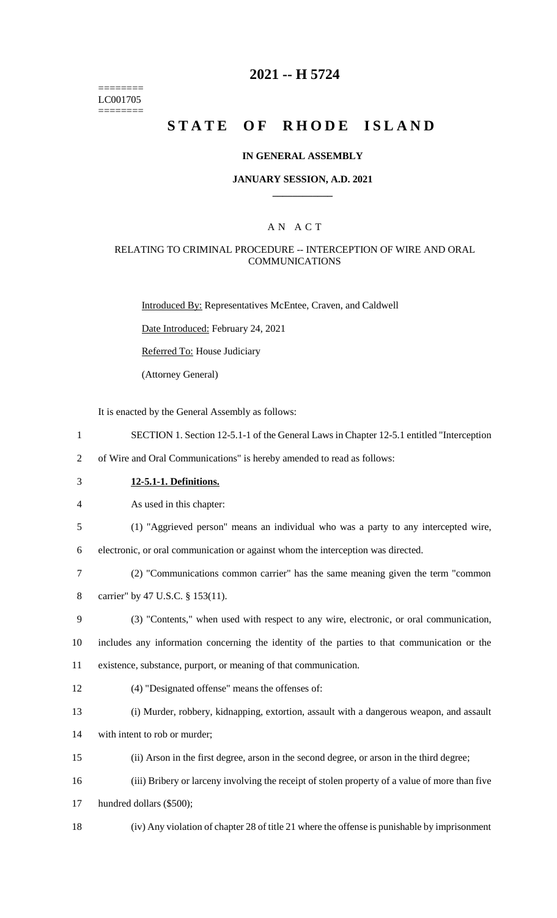# 2021 -- H 5724

========
LC001705
========

# STATE OF RHODE ISLAND

### IN GENERAL ASSEMBLY

### JANUARY SESSION, A.D. 2021

____________

A N A C T

RELATING TO CRIMINAL PROCEDURE -- INTERCEPTION OF WIRE AND ORAL COMMUNICATIONS

Introduced By: Representatives McEntee, Craven, and Caldwell

Date Introduced: February 24, 2021

Referred To: House Judiciary

(Attorney General)

It is enacted by the General Assembly as follows:

1 SECTION 1. Section 12-5.1-1 of the General Laws in Chapter 12-5.1 entitled "Interception
2 of Wire and Oral Communications" is hereby amended to read as follows:

3 **12-5.1-1. Definitions.**

4 As used in this chapter:

5 (1) "Aggrieved person" means an individual who was a party to any intercepted wire,
6 electronic, or oral communication or against whom the interception was directed.

7 (2) "Communications common carrier" has the same meaning given the term "common
8 carrier" by 47 U.S.C. § 153(11).

9 (3) "Contents," when used with respect to any wire, electronic, or oral communication,
10 includes any information concerning the identity of the parties to that communication or the
11 existence, substance, purport, or meaning of that communication.

12 (4) "Designated offense" means the offenses of:

13 (i) Murder, robbery, kidnapping, extortion, assault with a dangerous weapon, and assault
14 with intent to rob or murder;

15 (ii) Arson in the first degree, arson in the second degree, or arson in the third degree;

16 (iii) Bribery or larceny involving the receipt of stolen property of a value of more than five
17 hundred dollars ($500);

18 (iv) Any violation of chapter 28 of title 21 where the offense is punishable by imprisonment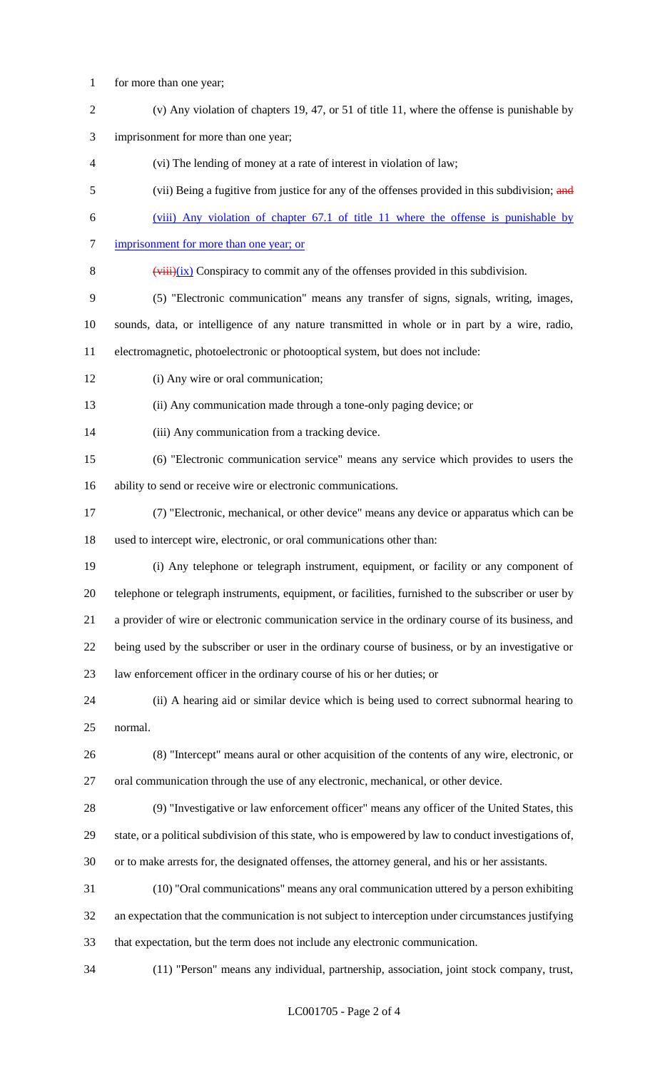for more than one year;

(v) Any violation of chapters 19, 47, or 51 of title 11, where the offense is punishable by imprisonment for more than one year;

(vi) The lending of money at a rate of interest in violation of law;

(vii) Being a fugitive from justice for any of the offenses provided in this subdivision; ~~and~~

(viii) Any violation of chapter 67.1 of title 11 where the offense is punishable by imprisonment for more than one year; or

~~(viii)~~(ix) Conspiracy to commit any of the offenses provided in this subdivision.

(5) "Electronic communication" means any transfer of signs, signals, writing, images, sounds, data, or intelligence of any nature transmitted in whole or in part by a wire, radio, electromagnetic, photoelectronic or photooptical system, but does not include:

(i) Any wire or oral communication;

(ii) Any communication made through a tone-only paging device; or

(iii) Any communication from a tracking device.

(6) "Electronic communication service" means any service which provides to users the ability to send or receive wire or electronic communications.

(7) "Electronic, mechanical, or other device" means any device or apparatus which can be used to intercept wire, electronic, or oral communications other than:

(i) Any telephone or telegraph instrument, equipment, or facility or any component of telephone or telegraph instruments, equipment, or facilities, furnished to the subscriber or user by a provider of wire or electronic communication service in the ordinary course of its business, and being used by the subscriber or user in the ordinary course of business, or by an investigative or law enforcement officer in the ordinary course of his or her duties; or

(ii) A hearing aid or similar device which is being used to correct subnormal hearing to normal.

(8) "Intercept" means aural or other acquisition of the contents of any wire, electronic, or oral communication through the use of any electronic, mechanical, or other device.

(9) "Investigative or law enforcement officer" means any officer of the United States, this state, or a political subdivision of this state, who is empowered by law to conduct investigations of, or to make arrests for, the designated offenses, the attorney general, and his or her assistants.

(10) "Oral communications" means any oral communication uttered by a person exhibiting an expectation that the communication is not subject to interception under circumstances justifying that expectation, but the term does not include any electronic communication.

(11) "Person" means any individual, partnership, association, joint stock company, trust,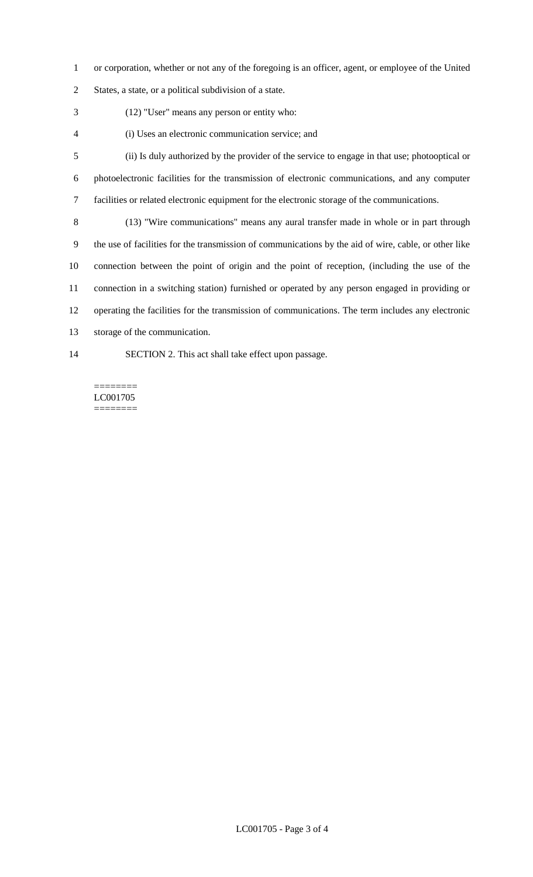or corporation, whether or not any of the foregoing is an officer, agent, or employee of the United States, a state, or a political subdivision of a state.

(12) "User" means any person or entity who:

(i) Uses an electronic communication service; and

(ii) Is duly authorized by the provider of the service to engage in that use; photooptical or photoelectronic facilities for the transmission of electronic communications, and any computer facilities or related electronic equipment for the electronic storage of the communications.

(13) "Wire communications" means any aural transfer made in whole or in part through the use of facilities for the transmission of communications by the aid of wire, cable, or other like connection between the point of origin and the point of reception, (including the use of the connection in a switching station) furnished or operated by any person engaged in providing or operating the facilities for the transmission of communications. The term includes any electronic storage of the communication.

SECTION 2. This act shall take effect upon passage.

========
LC001705
========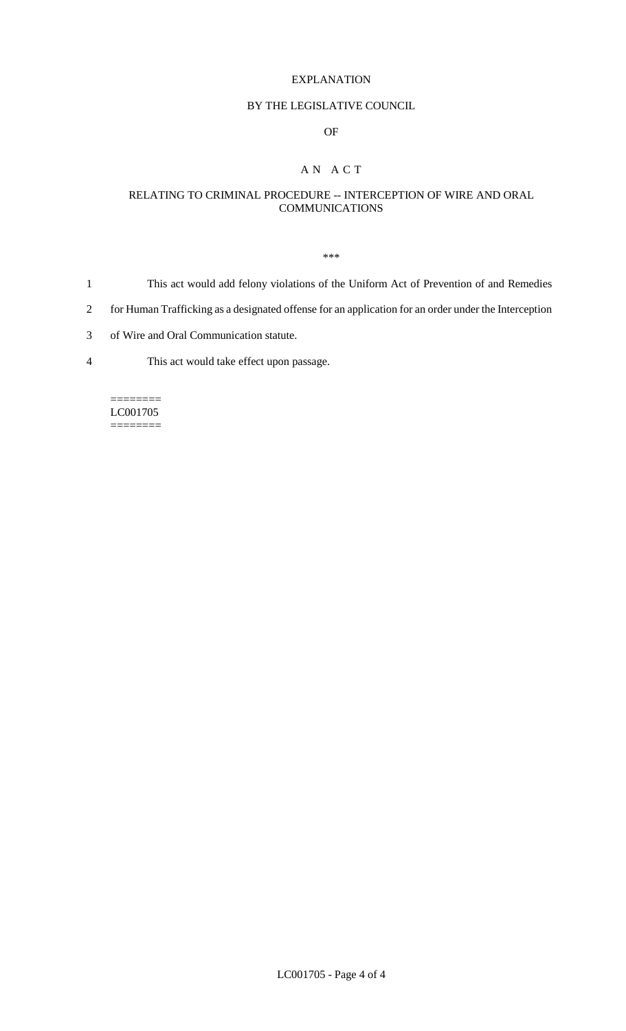EXPLANATION

BY THE LEGISLATIVE COUNCIL

OF

A N A C T

RELATING TO CRIMINAL PROCEDURE -- INTERCEPTION OF WIRE AND ORAL COMMUNICATIONS

\*\*\*

1 This act would add felony violations of the Uniform Act of Prevention of and Remedies

2 for Human Trafficking as a designated offense for an application for an order under the Interception

3 of Wire and Oral Communication statute.

4 This act would take effect upon passage.

========
LC001705
========